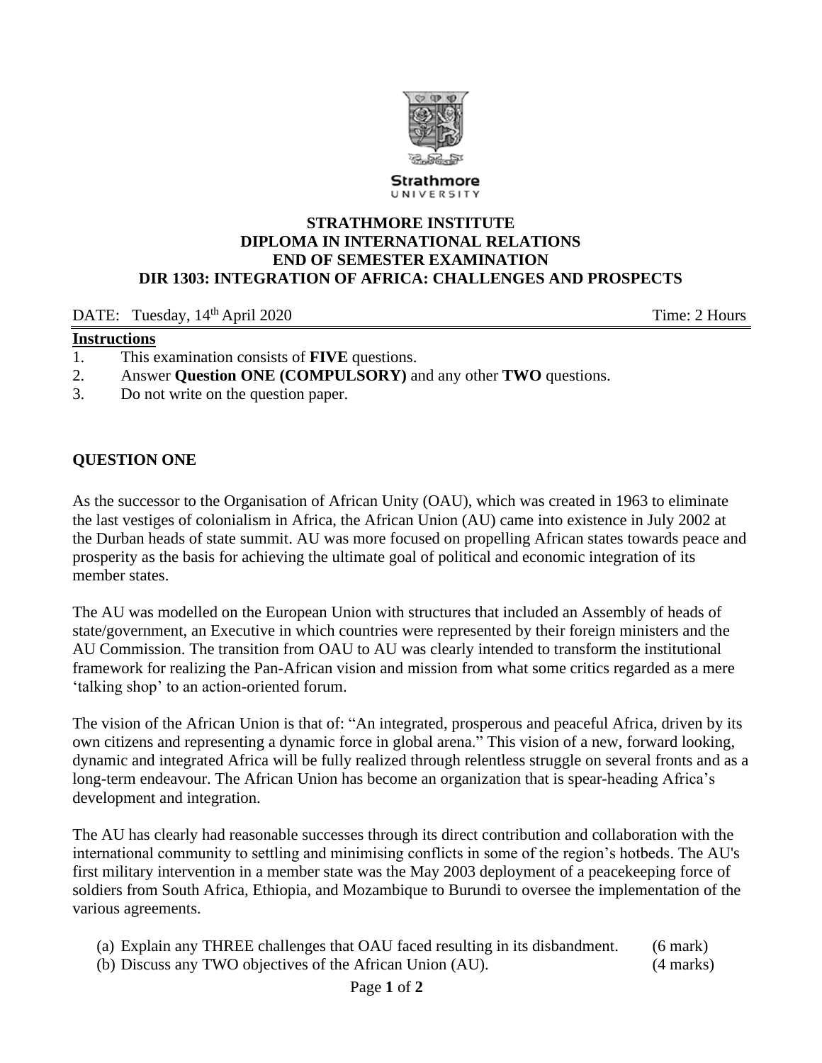Strathmore UNIVERSITY

# STRATHMORE INSTITUTE
## DIPLOMA IN INTERNATIONAL RELATIONS
## END OF SEMESTER EXAMINATION
## DIR 1303: INTEGRATION OF AFRICA: CHALLENGES AND PROSPECTS

DATE: Tuesday, 14th April 2020 Time: 2 Hours

**Instructions**

1. This examination consists of **FIVE** questions.
2. Answer **Question ONE (COMPULSORY)** and any other **TWO** questions.
3. Do not write on the question paper.

**QUESTION ONE**

As the successor to the Organisation of African Unity (OAU), which was created in 1963 to eliminate the last vestiges of colonialism in Africa, the African Union (AU) came into existence in July 2002 at the Durban heads of state summit. AU was more focused on propelling African states towards peace and prosperity as the basis for achieving the ultimate goal of political and economic integration of its member states.

The AU was modelled on the European Union with structures that included an Assembly of heads of state/government, an Executive in which countries were represented by their foreign ministers and the AU Commission. The transition from OAU to AU was clearly intended to transform the institutional framework for realizing the Pan-African vision and mission from what some critics regarded as a mere 'talking shop' to an action-oriented forum.

The vision of the African Union is that of: "An integrated, prosperous and peaceful Africa, driven by its own citizens and representing a dynamic force in global arena." This vision of a new, forward looking, dynamic and integrated Africa will be fully realized through relentless struggle on several fronts and as a long-term endeavour. The African Union has become an organization that is spear-heading Africa's development and integration.

The AU has clearly had reasonable successes through its direct contribution and collaboration with the international community to settling and minimising conflicts in some of the region's hotbeds. The AU's first military intervention in a member state was the May 2003 deployment of a peacekeeping force of soldiers from South Africa, Ethiopia, and Mozambique to Burundi to oversee the implementation of the various agreements.

(a) Explain any THREE challenges that OAU faced resulting in its disbandment. (6 mark)

(b) Discuss any TWO objectives of the African Union (AU). (4 marks)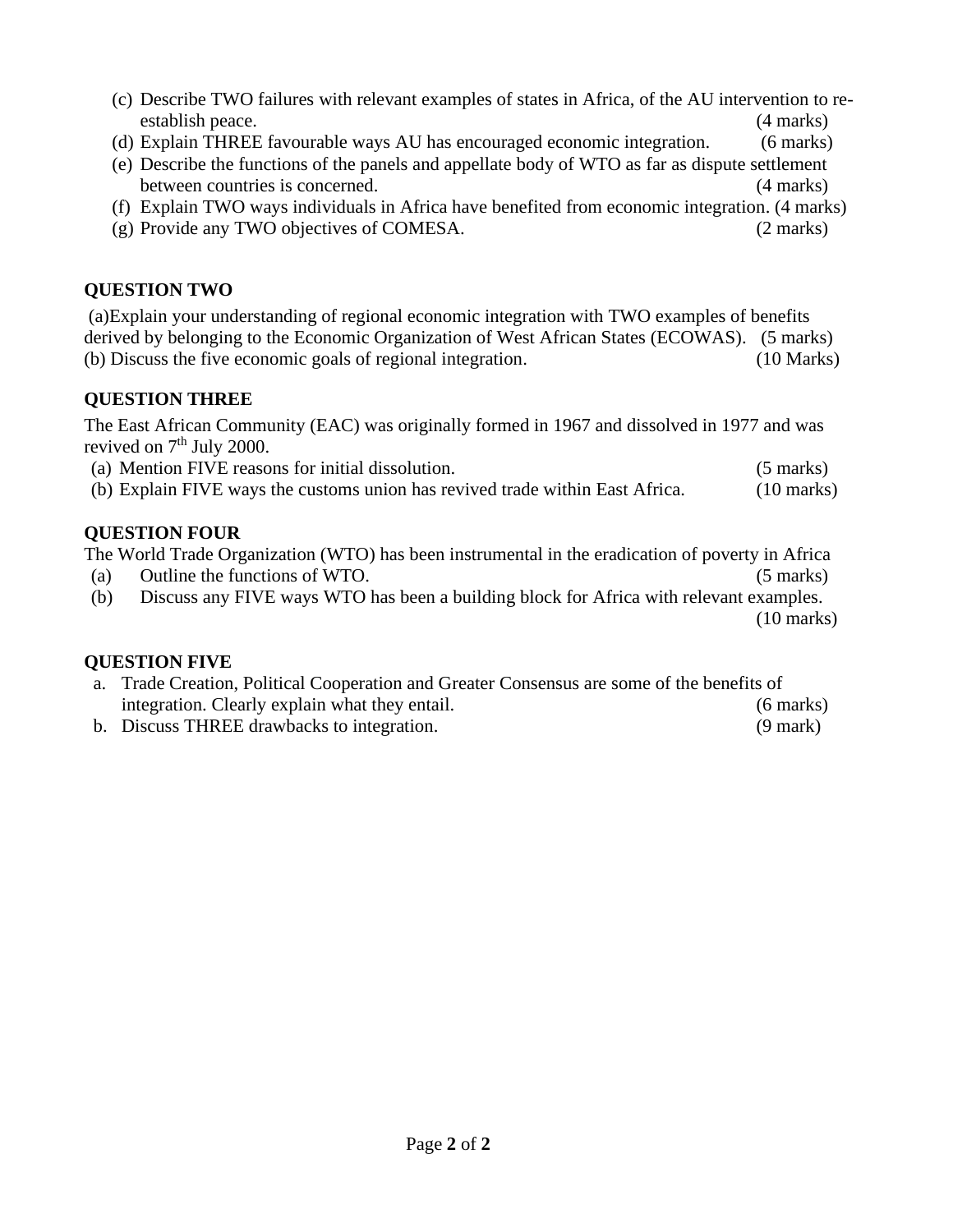(c) Describe TWO failures with relevant examples of states in Africa, of the AU intervention to re-establish peace. (4 marks)

(d) Explain THREE favourable ways AU has encouraged economic integration. (6 marks)

(e) Describe the functions of the panels and appellate body of WTO as far as dispute settlement between countries is concerned. (4 marks)

(f) Explain TWO ways individuals in Africa have benefited from economic integration. (4 marks)

(g) Provide any TWO objectives of COMESA. (2 marks)

## QUESTION TWO

(a) Explain your understanding of regional economic integration with TWO examples of benefits derived by belonging to the Economic Organization of West African States (ECOWAS). (5 marks)

(b) Discuss the five economic goals of regional integration. (10 Marks)

## QUESTION THREE

The East African Community (EAC) was originally formed in 1967 and dissolved in 1977 and was revived on 7th July 2000.

(a) Mention FIVE reasons for initial dissolution. (5 marks)

(b) Explain FIVE ways the customs union has revived trade within East Africa. (10 marks)

## QUESTION FOUR

The World Trade Organization (WTO) has been instrumental in the eradication of poverty in Africa

(a) Outline the functions of WTO. (5 marks)

(b) Discuss any FIVE ways WTO has been a building block for Africa with relevant examples. (10 marks)

## QUESTION FIVE

a. Trade Creation, Political Cooperation and Greater Consensus are some of the benefits of integration. Clearly explain what they entail. (6 marks)

b. Discuss THREE drawbacks to integration. (9 mark)